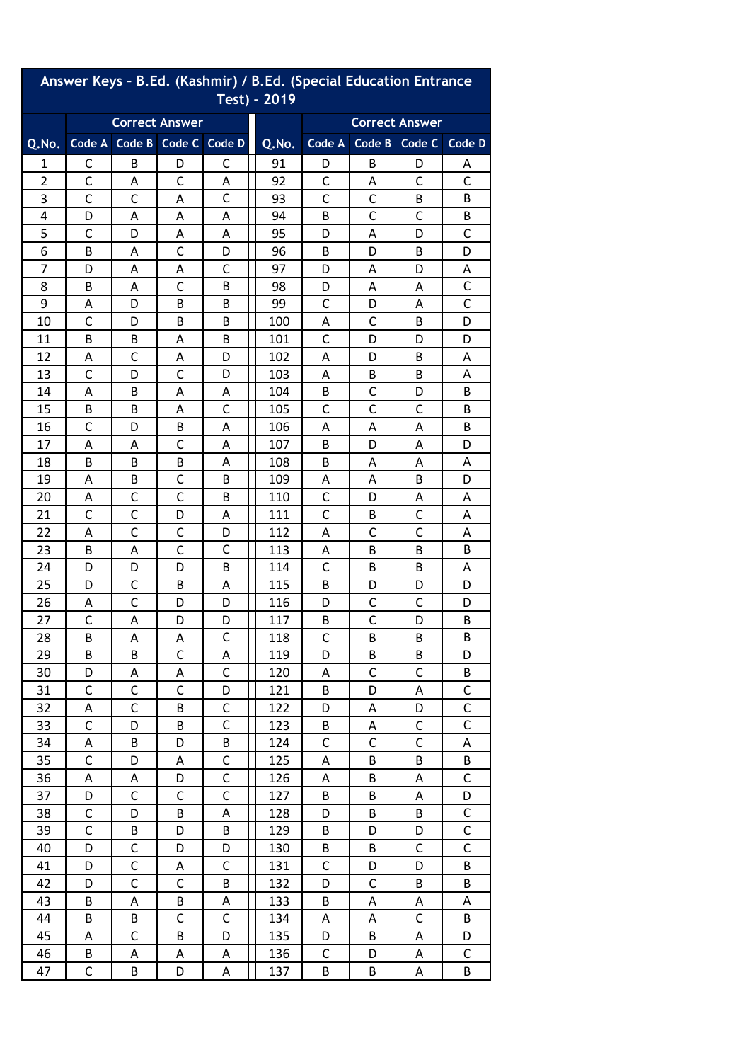# Answer Keys - B.Ed. (Kashmir) / B.Ed. (Special Education Entrance Test) - 2019

| Q.No. | Correct Answer | | | | Q.No. | Correct Answer | | | |
|---|---|---|---|---|---|---|---|---|---|
| | Code A | Code B | Code C | Code D | | Code A | Code B | Code C | Code D |
| 1 | C | B | D | C | 91 | D | B | D | A |
| 2 | C | A | C | A | 92 | C | A | C | C |
| 3 | C | C | A | C | 93 | C | C | B | B |
| 4 | D | A | A | A | 94 | B | C | C | B |
| 5 | C | D | A | A | 95 | D | A | D | C |
| 6 | B | A | C | D | 96 | B | D | B | D |
| 7 | D | A | A | C | 97 | D | A | D | A |
| 8 | B | A | C | B | 98 | D | A | A | C |
| 9 | A | D | B | B | 99 | C | D | A | C |
| 10 | C | D | B | B | 100 | A | C | B | D |
| 11 | B | B | A | B | 101 | C | D | D | D |
| 12 | A | C | A | D | 102 | A | D | B | A |
| 13 | C | D | C | D | 103 | A | B | B | A |
| 14 | A | B | A | A | 104 | B | C | D | B |
| 15 | B | B | A | C | 105 | C | C | C | B |
| 16 | C | D | B | A | 106 | A | A | A | B |
| 17 | A | A | C | A | 107 | B | D | A | D |
| 18 | B | B | B | A | 108 | B | A | A | A |
| 19 | A | B | C | B | 109 | A | A | B | D |
| 20 | A | C | C | B | 110 | C | D | A | A |
| 21 | C | C | D | A | 111 | C | B | C | A |
| 22 | A | C | C | D | 112 | A | C | C | A |
| 23 | B | A | C | C | 113 | A | B | B | B |
| 24 | D | D | D | B | 114 | C | B | B | A |
| 25 | D | C | B | A | 115 | B | D | D | D |
| 26 | A | C | D | D | 116 | D | C | C | D |
| 27 | C | A | D | D | 117 | B | C | D | B |
| 28 | B | A | A | C | 118 | C | B | B | B |
| 29 | B | B | C | A | 119 | D | B | B | D |
| 30 | D | A | A | C | 120 | A | C | C | B |
| 31 | C | C | C | D | 121 | B | D | A | C |
| 32 | A | C | B | C | 122 | D | A | D | C |
| 33 | C | D | B | C | 123 | B | A | C | C |
| 34 | A | B | D | B | 124 | C | C | C | A |
| 35 | C | D | A | C | 125 | A | B | B | B |
| 36 | A | A | D | C | 126 | A | B | A | C |
| 37 | D | C | C | C | 127 | B | B | A | D |
| 38 | C | D | B | A | 128 | D | B | B | C |
| 39 | C | B | D | B | 129 | B | D | D | C |
| 40 | D | C | D | D | 130 | B | B | C | C |
| 41 | D | C | A | C | 131 | C | D | D | B |
| 42 | D | C | C | B | 132 | D | C | B | B |
| 43 | B | A | B | A | 133 | B | A | A | A |
| 44 | B | B | C | C | 134 | A | A | C | B |
| 45 | A | C | B | D | 135 | D | B | A | D |
| 46 | B | A | A | A | 136 | C | D | A | C |
| 47 | C | B | D | A | 137 | B | B | A | B |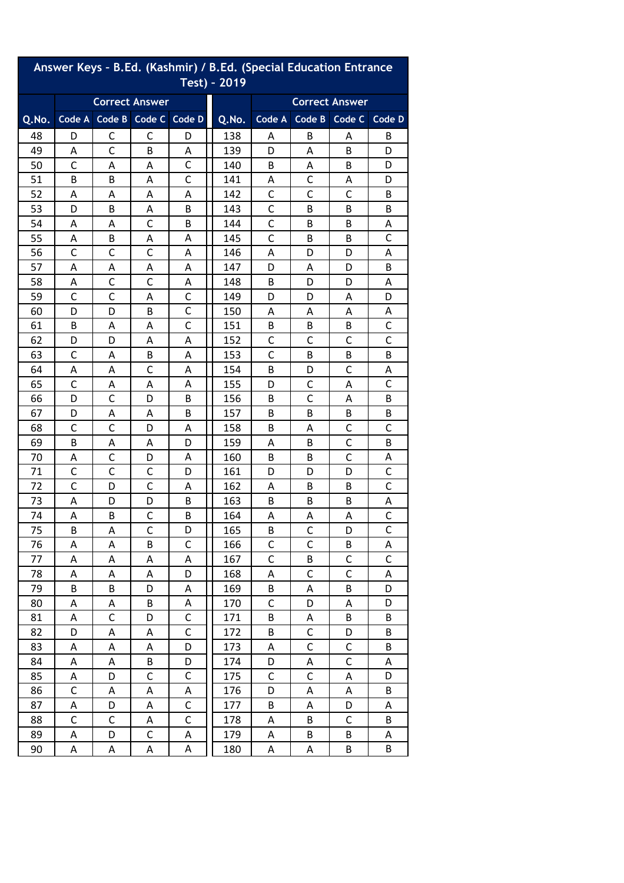# Answer Keys - B.Ed. (Kashmir) / B.Ed. (Special Education Entrance Test) - 2019

| | Correct Answer | | | | | | Correct Answer | | | |
|---|---|---|---|---|---|---|---|---|---|---|
| Q.No. | Code A | Code B | Code C | Code D | | Q.No. | Code A | Code B | Code C | Code D |
| 48 | D | C | C | D | | 138 | A | B | A | B |
| 49 | A | C | B | A | | 139 | D | A | B | D |
| 50 | C | A | A | C | | 140 | B | A | B | D |
| 51 | B | B | A | C | | 141 | A | C | A | D |
| 52 | A | A | A | A | | 142 | C | C | C | B |
| 53 | D | B | A | B | | 143 | C | B | B | B |
| 54 | A | A | C | B | | 144 | C | B | B | A |
| 55 | A | B | A | A | | 145 | C | B | B | C |
| 56 | C | C | C | A | | 146 | A | D | D | A |
| 57 | A | A | A | A | | 147 | D | A | D | B |
| 58 | A | C | C | A | | 148 | B | D | D | A |
| 59 | C | C | A | C | | 149 | D | D | A | D |
| 60 | D | D | B | C | | 150 | A | A | A | A |
| 61 | B | A | A | C | | 151 | B | B | B | C |
| 62 | D | D | A | A | | 152 | C | C | C | C |
| 63 | C | A | B | A | | 153 | C | B | B | B |
| 64 | A | A | C | A | | 154 | B | D | C | A |
| 65 | C | A | A | A | | 155 | D | C | A | C |
| 66 | D | C | D | B | | 156 | B | C | A | B |
| 67 | D | A | A | B | | 157 | B | B | B | B |
| 68 | C | C | D | A | | 158 | B | A | C | C |
| 69 | B | A | A | D | | 159 | A | B | C | B |
| 70 | A | C | D | A | | 160 | B | B | C | A |
| 71 | C | C | C | D | | 161 | D | D | D | C |
| 72 | C | D | C | A | | 162 | A | B | B | C |
| 73 | A | D | D | B | | 163 | B | B | B | A |
| 74 | A | B | C | B | | 164 | A | A | A | C |
| 75 | B | A | C | D | | 165 | B | C | D | C |
| 76 | A | A | B | C | | 166 | C | C | B | A |
| 77 | A | A | A | A | | 167 | C | B | C | C |
| 78 | A | A | A | D | | 168 | A | C | C | A |
| 79 | B | B | D | A | | 169 | B | A | B | D |
| 80 | A | A | B | A | | 170 | C | D | A | D |
| 81 | A | C | D | C | | 171 | B | A | B | B |
| 82 | D | A | A | C | | 172 | B | C | D | B |
| 83 | A | A | A | D | | 173 | A | C | C | B |
| 84 | A | A | B | D | | 174 | D | A | C | A |
| 85 | A | D | C | C | | 175 | C | C | A | D |
| 86 | C | A | A | A | | 176 | D | A | A | B |
| 87 | A | D | A | C | | 177 | B | A | D | A |
| 88 | C | C | A | C | | 178 | A | B | C | B |
| 89 | A | D | C | A | | 179 | A | B | B | A |
| 90 | A | A | A | A | | 180 | A | A | B | B |